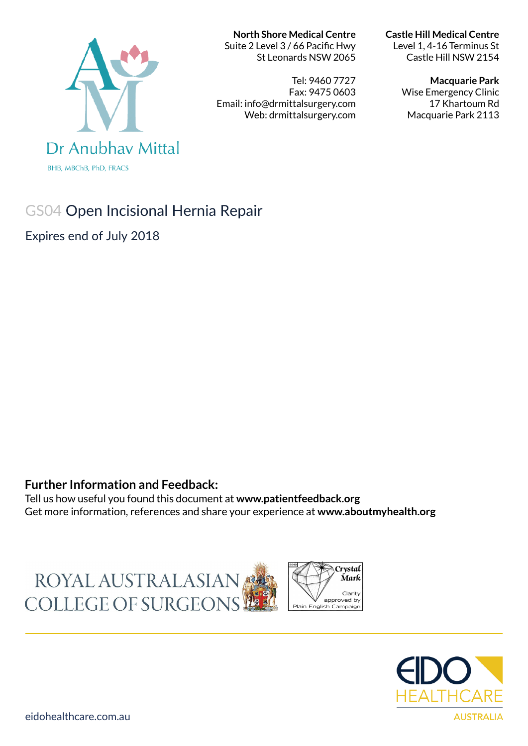Dr Anubhav Mittal

BHB, MBChB, PhD, FRACS

**North Shore Medical Centre**
Suite 2 Level 3 / 66 Pacific Hwy
St Leonards NSW 2065

Tel: 9460 7727
Fax: 9475 0603
Email: info@drmittalsurgery.com
Web: drmittalsurgery.com

**Castle Hill Medical Centre**
Level 1, 4-16 Terminus St
Castle Hill NSW 2154

**Macquarie Park**
Wise Emergency Clinic
17 Khartoum Rd
Macquarie Park 2113

# GS04 Open Incisional Hernia Repair

Expires end of July 2018

**Further Information and Feedback:**

Tell us how useful you found this document at **www.patientfeedback.org**

Get more information, references and share your experience at **www.aboutmyhealth.org**

ROYAL AUSTRALASIAN COLLEGE OF SURGEONS

Crystal Mark — Clarity approved by Plain English Campaign

EIDO HEALTHCARE AUSTRALIA

eidohealthcare.com.au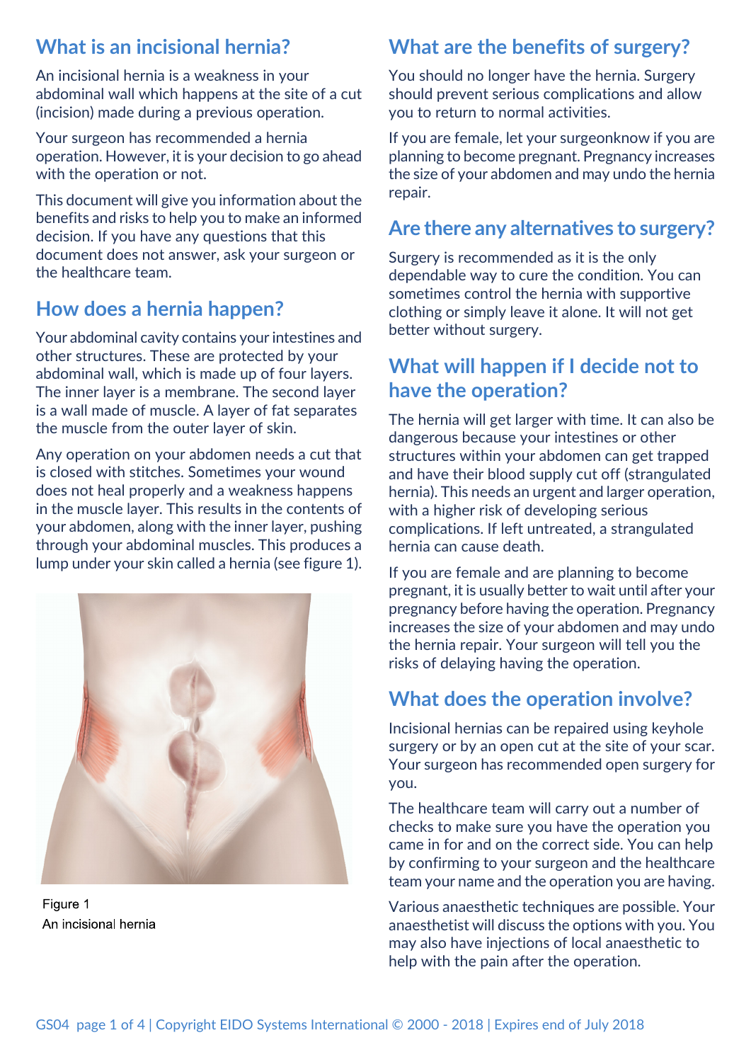## What is an incisional hernia?

An incisional hernia is a weakness in your abdominal wall which happens at the site of a cut (incision) made during a previous operation.

Your surgeon has recommended a hernia operation. However, it is your decision to go ahead with the operation or not.

This document will give you information about the benefits and risks to help you to make an informed decision. If you have any questions that this document does not answer, ask your surgeon or the healthcare team.

## How does a hernia happen?

Your abdominal cavity contains your intestines and other structures. These are protected by your abdominal wall, which is made up of four layers. The inner layer is a membrane. The second layer is a wall made of muscle. A layer of fat separates the muscle from the outer layer of skin.

Any operation on your abdomen needs a cut that is closed with stitches. Sometimes your wound does not heal properly and a weakness happens in the muscle layer. This results in the contents of your abdomen, along with the inner layer, pushing through your abdominal muscles. This produces a lump under your skin called a hernia (see figure 1).

Figure 1
An incisional hernia

## What are the benefits of surgery?

You should no longer have the hernia. Surgery should prevent serious complications and allow you to return to normal activities.

If you are female, let your surgeonknow if you are planning to become pregnant. Pregnancy increases the size of your abdomen and may undo the hernia repair.

## Are there any alternatives to surgery?

Surgery is recommended as it is the only dependable way to cure the condition. You can sometimes control the hernia with supportive clothing or simply leave it alone. It will not get better without surgery.

## What will happen if I decide not to have the operation?

The hernia will get larger with time. It can also be dangerous because your intestines or other structures within your abdomen can get trapped and have their blood supply cut off (strangulated hernia). This needs an urgent and larger operation, with a higher risk of developing serious complications. If left untreated, a strangulated hernia can cause death.

If you are female and are planning to become pregnant, it is usually better to wait until after your pregnancy before having the operation. Pregnancy increases the size of your abdomen and may undo the hernia repair. Your surgeon will tell you the risks of delaying having the operation.

## What does the operation involve?

Incisional hernias can be repaired using keyhole surgery or by an open cut at the site of your scar. Your surgeon has recommended open surgery for you.

The healthcare team will carry out a number of checks to make sure you have the operation you came in for and on the correct side. You can help by confirming to your surgeon and the healthcare team your name and the operation you are having.

Various anaesthetic techniques are possible. Your anaesthetist will discuss the options with you. You may also have injections of local anaesthetic to help with the pain after the operation.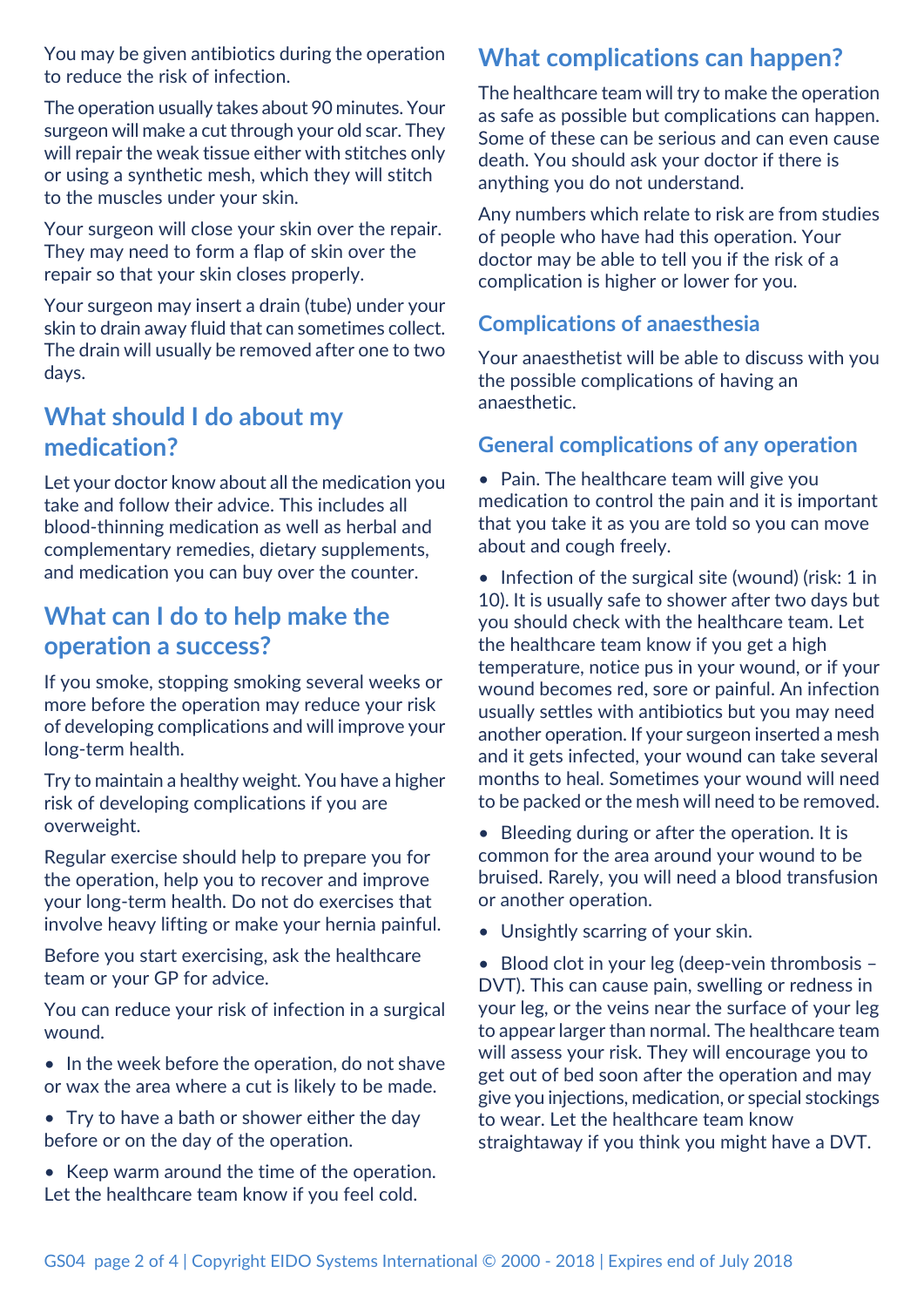You may be given antibiotics during the operation to reduce the risk of infection.

The operation usually takes about 90 minutes. Your surgeon will make a cut through your old scar. They will repair the weak tissue either with stitches only or using a synthetic mesh, which they will stitch to the muscles under your skin.

Your surgeon will close your skin over the repair. They may need to form a flap of skin over the repair so that your skin closes properly.

Your surgeon may insert a drain (tube) under your skin to drain away fluid that can sometimes collect. The drain will usually be removed after one to two days.

## What should I do about my medication?

Let your doctor know about all the medication you take and follow their advice. This includes all blood-thinning medication as well as herbal and complementary remedies, dietary supplements, and medication you can buy over the counter.

## What can I do to help make the operation a success?

If you smoke, stopping smoking several weeks or more before the operation may reduce your risk of developing complications and will improve your long-term health.

Try to maintain a healthy weight. You have a higher risk of developing complications if you are overweight.

Regular exercise should help to prepare you for the operation, help you to recover and improve your long-term health. Do not do exercises that involve heavy lifting or make your hernia painful.

Before you start exercising, ask the healthcare team or your GP for advice.

You can reduce your risk of infection in a surgical wound.

- In the week before the operation, do not shave or wax the area where a cut is likely to be made.
- Try to have a bath or shower either the day before or on the day of the operation.
- Keep warm around the time of the operation. Let the healthcare team know if you feel cold.

## What complications can happen?

The healthcare team will try to make the operation as safe as possible but complications can happen. Some of these can be serious and can even cause death. You should ask your doctor if there is anything you do not understand.

Any numbers which relate to risk are from studies of people who have had this operation. Your doctor may be able to tell you if the risk of a complication is higher or lower for you.

### Complications of anaesthesia

Your anaesthetist will be able to discuss with you the possible complications of having an anaesthetic.

### General complications of any operation

- Pain. The healthcare team will give you medication to control the pain and it is important that you take it as you are told so you can move about and cough freely.
- Infection of the surgical site (wound) (risk: 1 in 10). It is usually safe to shower after two days but you should check with the healthcare team. Let the healthcare team know if you get a high temperature, notice pus in your wound, or if your wound becomes red, sore or painful. An infection usually settles with antibiotics but you may need another operation. If your surgeon inserted a mesh and it gets infected, your wound can take several months to heal. Sometimes your wound will need to be packed or the mesh will need to be removed.
- Bleeding during or after the operation. It is common for the area around your wound to be bruised. Rarely, you will need a blood transfusion or another operation.
- Unsightly scarring of your skin.
- Blood clot in your leg (deep-vein thrombosis – DVT). This can cause pain, swelling or redness in your leg, or the veins near the surface of your leg to appear larger than normal. The healthcare team will assess your risk. They will encourage you to get out of bed soon after the operation and may give you injections, medication, or special stockings to wear. Let the healthcare team know straightaway if you think you might have a DVT.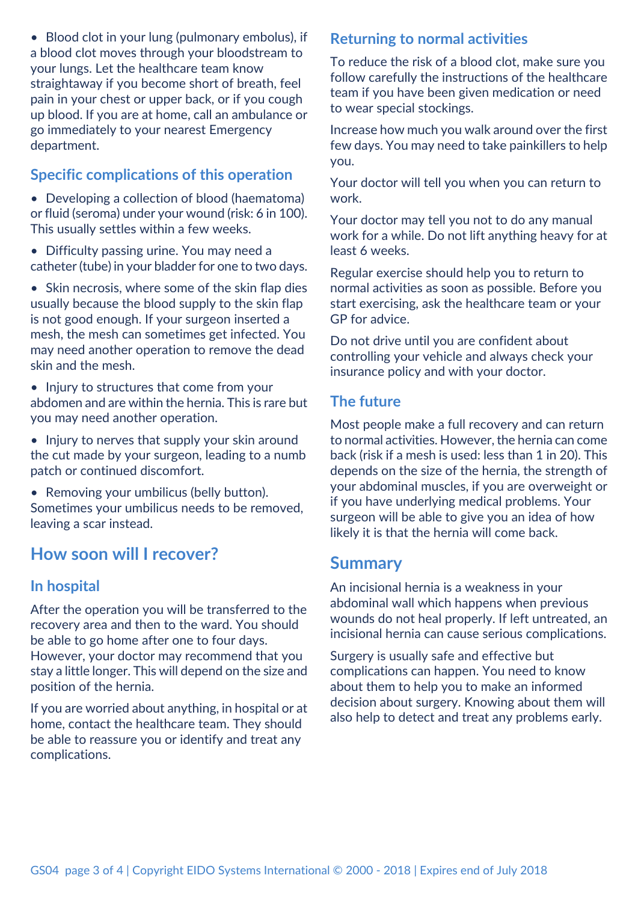- Blood clot in your lung (pulmonary embolus), if a blood clot moves through your bloodstream to your lungs. Let the healthcare team know straightaway if you become short of breath, feel pain in your chest or upper back, or if you cough up blood. If you are at home, call an ambulance or go immediately to your nearest Emergency department.

### Specific complications of this operation

- Developing a collection of blood (haematoma) or fluid (seroma) under your wound (risk: 6 in 100). This usually settles within a few weeks.
- Difficulty passing urine. You may need a catheter (tube) in your bladder for one to two days.
- Skin necrosis, where some of the skin flap dies usually because the blood supply to the skin flap is not good enough. If your surgeon inserted a mesh, the mesh can sometimes get infected. You may need another operation to remove the dead skin and the mesh.
- Injury to structures that come from your abdomen and are within the hernia. This is rare but you may need another operation.
- Injury to nerves that supply your skin around the cut made by your surgeon, leading to a numb patch or continued discomfort.
- Removing your umbilicus (belly button). Sometimes your umbilicus needs to be removed, leaving a scar instead.

## How soon will I recover?

### In hospital

After the operation you will be transferred to the recovery area and then to the ward. You should be able to go home after one to four days. However, your doctor may recommend that you stay a little longer. This will depend on the size and position of the hernia.

If you are worried about anything, in hospital or at home, contact the healthcare team. They should be able to reassure you or identify and treat any complications.

### Returning to normal activities

To reduce the risk of a blood clot, make sure you follow carefully the instructions of the healthcare team if you have been given medication or need to wear special stockings.

Increase how much you walk around over the first few days. You may need to take painkillers to help you.

Your doctor will tell you when you can return to work.

Your doctor may tell you not to do any manual work for a while. Do not lift anything heavy for at least 6 weeks.

Regular exercise should help you to return to normal activities as soon as possible. Before you start exercising, ask the healthcare team or your GP for advice.

Do not drive until you are confident about controlling your vehicle and always check your insurance policy and with your doctor.

### The future

Most people make a full recovery and can return to normal activities. However, the hernia can come back (risk if a mesh is used: less than 1 in 20). This depends on the size of the hernia, the strength of your abdominal muscles, if you are overweight or if you have underlying medical problems. Your surgeon will be able to give you an idea of how likely it is that the hernia will come back.

## Summary

An incisional hernia is a weakness in your abdominal wall which happens when previous wounds do not heal properly. If left untreated, an incisional hernia can cause serious complications.

Surgery is usually safe and effective but complications can happen. You need to know about them to help you to make an informed decision about surgery. Knowing about them will also help to detect and treat any problems early.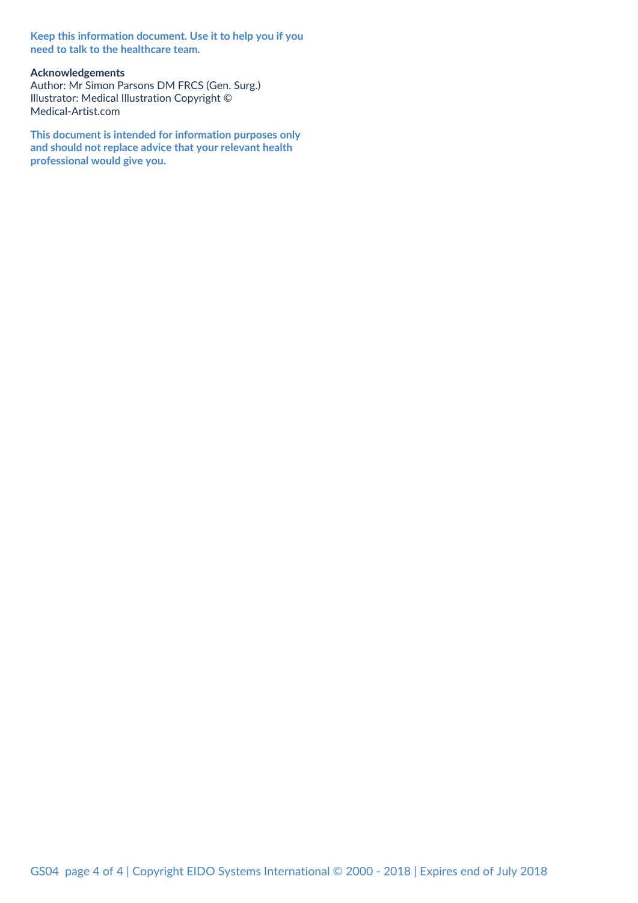**Keep this information document. Use it to help you if you need to talk to the healthcare team.**

**Acknowledgements**
Author: Mr Simon Parsons DM FRCS (Gen. Surg.)
Illustrator: Medical Illustration Copyright © Medical-Artist.com

**This document is intended for information purposes only and should not replace advice that your relevant health professional would give you.**